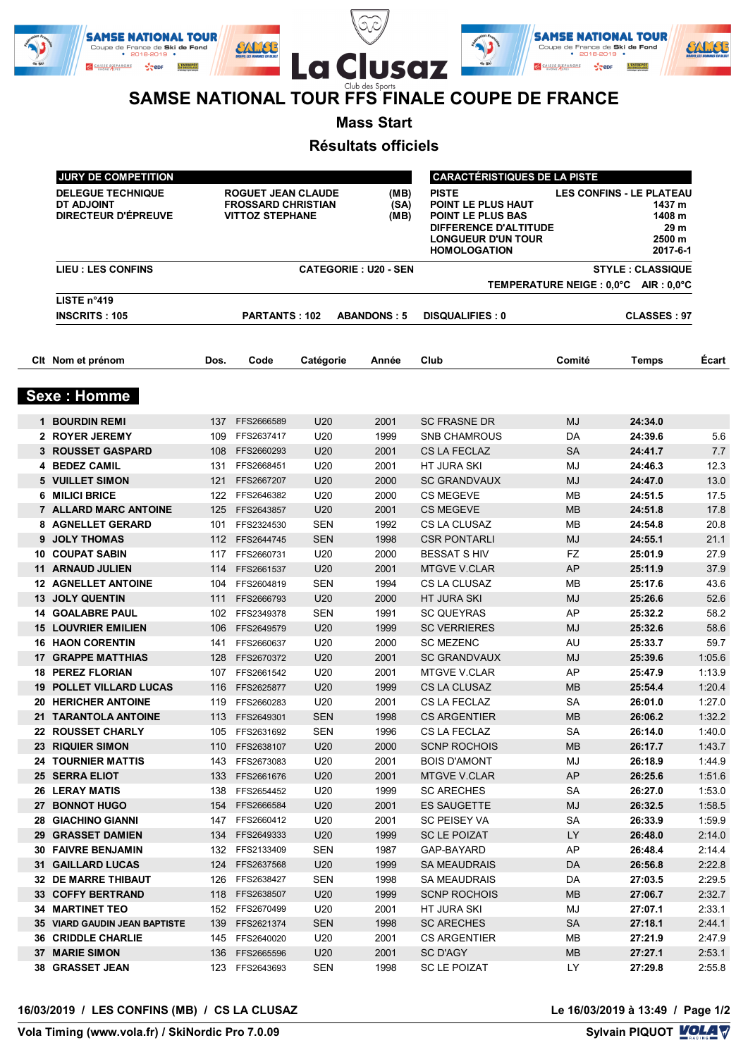# SAMSE NATIONAL TOUR FFS FINALE COUPE DE FRANCE

## Mass Start

## Résultats officiels

| JURY DE COMPETITION | | |
|---|---|---|
| DELEGUE TECHNIQUE | ROGUET JEAN CLAUDE | (MB) |
| DT ADJOINT | FROSSARD CHRISTIAN | (SA) |
| DIRECTEUR D'ÉPREUVE | VITTOZ STEPHANE | (MB) |

| CARACTÉRISTIQUES DE LA PISTE | |
|---|---|
| PISTE | LES CONFINS - LE PLATEAU |
| POINT LE PLUS HAUT | 1437 m |
| POINT LE PLUS BAS | 1408 m |
| DIFFERENCE D'ALTITUDE | 29 m |
| LONGUEUR D'UN TOUR | 2500 m |
| HOMOLOGATION | 2017-6-1 |

LIEU : LES CONFINS — CATEGORIE : U20 - SEN — STYLE : CLASSIQUE

TEMPERATURE NEIGE : 0,0°C — AIR : 0,0°C

LISTE n°419

INSCRITS : 105 — PARTANTS : 102 — ABANDONS : 5 — DISQUALIFIES : 0 — CLASSES : 97

## Sexe : Homme

| Clt | Nom et prénom | Dos. | Code | Catégorie | Année | Club | Comité | Temps | Écart |
|---|---|---|---|---|---|---|---|---|---|
| 1 | BOURDIN REMI | 137 | FFS2666589 | U20 | 2001 | SC FRASNE DR | MJ | 24:34.0 | |
| 2 | ROYER JEREMY | 109 | FFS2637417 | U20 | 1999 | SNB CHAMROUS | DA | 24:39.6 | 5.6 |
| 3 | ROUSSET GASPARD | 108 | FFS2660293 | U20 | 2001 | CS LA FECLAZ | SA | 24:41.7 | 7.7 |
| 4 | BEDEZ CAMIL | 131 | FFS2668451 | U20 | 2001 | HT JURA SKI | MJ | 24:46.3 | 12.3 |
| 5 | VUILLET SIMON | 121 | FFS2667207 | U20 | 2000 | SC GRANDVAUX | MJ | 24:47.0 | 13.0 |
| 6 | MILICI BRICE | 122 | FFS2646382 | U20 | 2000 | CS MEGEVE | MB | 24:51.5 | 17.5 |
| 7 | ALLARD MARC ANTOINE | 125 | FFS2643857 | U20 | 2001 | CS MEGEVE | MB | 24:51.8 | 17.8 |
| 8 | AGNELLET GERARD | 101 | FFS2324530 | SEN | 1992 | CS LA CLUSAZ | MB | 24:54.8 | 20.8 |
| 9 | JOLY THOMAS | 112 | FFS2644745 | SEN | 1998 | CSR PONTARLI | MJ | 24:55.1 | 21.1 |
| 10 | COUPAT SABIN | 117 | FFS2660731 | U20 | 2000 | BESSAT S HIV | FZ | 25:01.9 | 27.9 |
| 11 | ARNAUD JULIEN | 114 | FFS2661537 | U20 | 2001 | MTGVE V.CLAR | AP | 25:11.9 | 37.9 |
| 12 | AGNELLET ANTOINE | 104 | FFS2604819 | SEN | 1994 | CS LA CLUSAZ | MB | 25:17.6 | 43.6 |
| 13 | JOLY QUENTIN | 111 | FFS2666793 | U20 | 2000 | HT JURA SKI | MJ | 25:26.6 | 52.6 |
| 14 | GOALABRE PAUL | 102 | FFS2349378 | SEN | 1991 | SC QUEYRAS | AP | 25:32.2 | 58.2 |
| 15 | LOUVRIER EMILIEN | 106 | FFS2649579 | U20 | 1999 | SC VERRIERES | MJ | 25:32.6 | 58.6 |
| 16 | HAON CORENTIN | 141 | FFS2660637 | U20 | 2000 | SC MEZENC | AU | 25:33.7 | 59.7 |
| 17 | GRAPPE MATTHIAS | 128 | FFS2670372 | U20 | 2001 | SC GRANDVAUX | MJ | 25:39.6 | 1:05.6 |
| 18 | PEREZ FLORIAN | 107 | FFS2661542 | U20 | 2001 | MTGVE V.CLAR | AP | 25:47.9 | 1:13.9 |
| 19 | POLLET VILLARD LUCAS | 116 | FFS2625877 | U20 | 1999 | CS LA CLUSAZ | MB | 25:54.4 | 1:20.4 |
| 20 | HERICHER ANTOINE | 119 | FFS2660283 | U20 | 2001 | CS LA FECLAZ | SA | 26:01.0 | 1:27.0 |
| 21 | TARANTOLA ANTOINE | 113 | FFS2649301 | SEN | 1998 | CS ARGENTIER | MB | 26:06.2 | 1:32.2 |
| 22 | ROUSSET CHARLY | 105 | FFS2631692 | SEN | 1996 | CS LA FECLAZ | SA | 26:14.0 | 1:40.0 |
| 23 | RIQUIER SIMON | 110 | FFS2638107 | U20 | 2000 | SCNP ROCHOIS | MB | 26:17.7 | 1:43.7 |
| 24 | TOURNIER MATTIS | 143 | FFS2673083 | U20 | 2001 | BOIS D'AMONT | MJ | 26:18.9 | 1:44.9 |
| 25 | SERRA ELIOT | 133 | FFS2661676 | U20 | 2001 | MTGVE V.CLAR | AP | 26:25.6 | 1:51.6 |
| 26 | LERAY MATIS | 138 | FFS2654452 | U20 | 1999 | SC ARECHES | SA | 26:27.0 | 1:53.0 |
| 27 | BONNOT HUGO | 154 | FFS2666584 | U20 | 2001 | ES SAUGETTE | MJ | 26:32.5 | 1:58.5 |
| 28 | GIACHINO GIANNI | 147 | FFS2660412 | U20 | 2001 | SC PEISEY VA | SA | 26:33.9 | 1:59.9 |
| 29 | GRASSET DAMIEN | 134 | FFS2649333 | U20 | 1999 | SC LE POIZAT | LY | 26:48.0 | 2:14.0 |
| 30 | FAIVRE BENJAMIN | 132 | FFS2133409 | SEN | 1987 | GAP-BAYARD | AP | 26:48.4 | 2:14.4 |
| 31 | GAILLARD LUCAS | 124 | FFS2637568 | U20 | 1999 | SA MEAUDRAIS | DA | 26:56.8 | 2:22.8 |
| 32 | DE MARRE THIBAUT | 126 | FFS2638427 | SEN | 1998 | SA MEAUDRAIS | DA | 27:03.5 | 2:29.5 |
| 33 | COFFY BERTRAND | 118 | FFS2638507 | U20 | 1999 | SCNP ROCHOIS | MB | 27:06.7 | 2:32.7 |
| 34 | MARTINET TEO | 152 | FFS2670499 | U20 | 2001 | HT JURA SKI | MJ | 27:07.1 | 2:33.1 |
| 35 | VIARD GAUDIN JEAN BAPTISTE | 139 | FFS2621374 | SEN | 1998 | SC ARECHES | SA | 27:18.1 | 2:44.1 |
| 36 | CRIDDLE CHARLIE | 145 | FFS2640020 | U20 | 2001 | CS ARGENTIER | MB | 27:21.9 | 2:47.9 |
| 37 | MARIE SIMON | 136 | FFS2665596 | U20 | 2001 | SC D'AGY | MB | 27:27.1 | 2:53.1 |
| 38 | GRASSET JEAN | 123 | FFS2643693 | SEN | 1998 | SC LE POIZAT | LY | 27:29.8 | 2:55.8 |

16/03/2019 / LES CONFINS (MB) / CS LA CLUSAZ — Le 16/03/2019 à 13:49

Vola Timing (www.vola.fr) / SkiNordic Pro 7.0.09 — Sylvain PIQUOT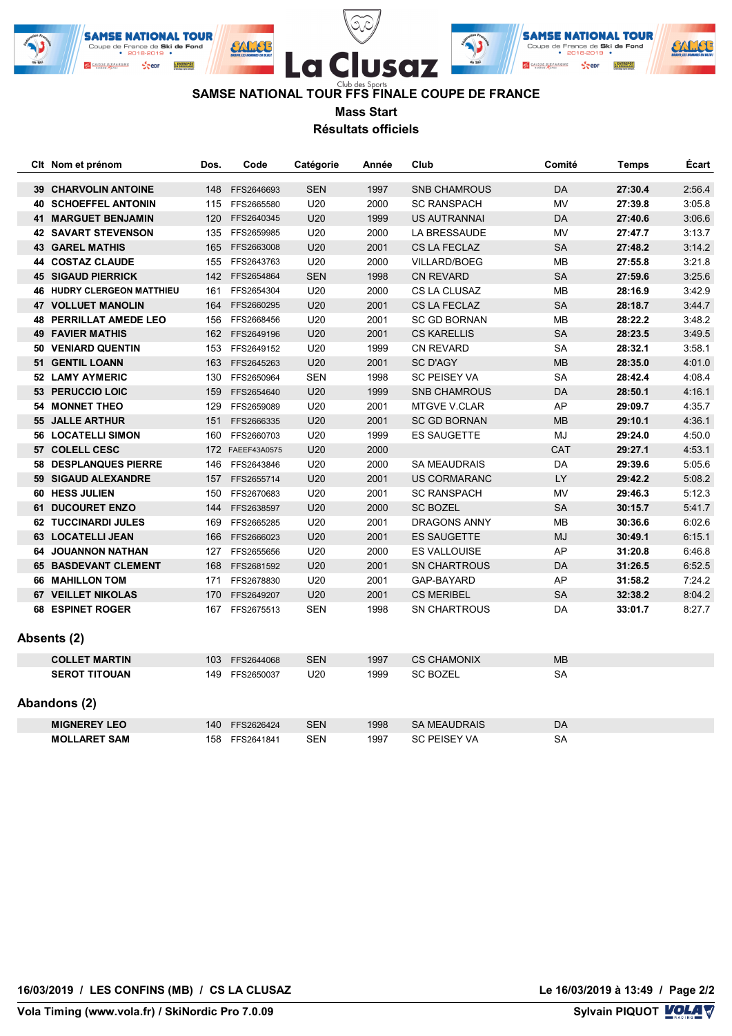# SAMSE NATIONAL TOUR FFS FINALE COUPE DE FRANCE

## Mass Start

## Résultats officiels

| Clt | Nom et prénom | Dos. | Code | Catégorie | Année | Club | Comité | Temps | Écart |
|---|---|---|---|---|---|---|---|---|---|
| 39 | CHARVOLIN ANTOINE | 148 | FFS2646693 | SEN | 1997 | SNB CHAMROUS | DA | 27:30.4 | 2:56.4 |
| 40 | SCHOEFFEL ANTONIN | 115 | FFS2665580 | U20 | 2000 | SC RANSPACH | MV | 27:39.8 | 3:05.8 |
| 41 | MARGUET BENJAMIN | 120 | FFS2640345 | U20 | 1999 | US AUTRANNAI | DA | 27:40.6 | 3:06.6 |
| 42 | SAVART STEVENSON | 135 | FFS2659985 | U20 | 2000 | LA BRESSAUDE | MV | 27:47.7 | 3:13.7 |
| 43 | GAREL MATHIS | 165 | FFS2663008 | U20 | 2001 | CS LA FECLAZ | SA | 27:48.2 | 3:14.2 |
| 44 | COSTAZ CLAUDE | 155 | FFS2643763 | U20 | 2000 | VILLARD/BOEG | MB | 27:55.8 | 3:21.8 |
| 45 | SIGAUD PIERRICK | 142 | FFS2654864 | SEN | 1998 | CN REVARD | SA | 27:59.6 | 3:25.6 |
| 46 | HUDRY CLERGEON MATTHIEU | 161 | FFS2654304 | U20 | 2000 | CS LA CLUSAZ | MB | 28:16.9 | 3:42.9 |
| 47 | VOLLUET MANOLIN | 164 | FFS2660295 | U20 | 2001 | CS LA FECLAZ | SA | 28:18.7 | 3:44.7 |
| 48 | PERRILLAT AMEDE LEO | 156 | FFS2668456 | U20 | 2001 | SC GD BORNAN | MB | 28:22.2 | 3:48.2 |
| 49 | FAVIER MATHIS | 162 | FFS2649196 | U20 | 2001 | CS KARELLIS | SA | 28:23.5 | 3:49.5 |
| 50 | VENIARD QUENTIN | 153 | FFS2649152 | U20 | 1999 | CN REVARD | SA | 28:32.1 | 3:58.1 |
| 51 | GENTIL LOANN | 163 | FFS2645263 | U20 | 2001 | SC D'AGY | MB | 28:35.0 | 4:01.0 |
| 52 | LAMY AYMERIC | 130 | FFS2650964 | SEN | 1998 | SC PEISEY VA | SA | 28:42.4 | 4:08.4 |
| 53 | PERUCCIO LOIC | 159 | FFS2654640 | U20 | 1999 | SNB CHAMROUS | DA | 28:50.1 | 4:16.1 |
| 54 | MONNET THEO | 129 | FFS2659089 | U20 | 2001 | MTGVE V.CLAR | AP | 29:09.7 | 4:35.7 |
| 55 | JALLE ARTHUR | 151 | FFS2666335 | U20 | 2001 | SC GD BORNAN | MB | 29:10.1 | 4:36.1 |
| 56 | LOCATELLI SIMON | 160 | FFS2660703 | U20 | 1999 | ES SAUGETTE | MJ | 29:24.0 | 4:50.0 |
| 57 | COLELL CESC | 172 | FAEEF43A0575 | U20 | 2000 | | CAT | 29:27.1 | 4:53.1 |
| 58 | DESPLANQUES PIERRE | 146 | FFS2643846 | U20 | 2000 | SA MEAUDRAIS | DA | 29:39.6 | 5:05.6 |
| 59 | SIGAUD ALEXANDRE | 157 | FFS2655714 | U20 | 2001 | US CORMARANC | LY | 29:42.2 | 5:08.2 |
| 60 | HESS JULIEN | 150 | FFS2670683 | U20 | 2001 | SC RANSPACH | MV | 29:46.3 | 5:12.3 |
| 61 | DUCOURET ENZO | 144 | FFS2638597 | U20 | 2000 | SC BOZEL | SA | 30:15.7 | 5:41.7 |
| 62 | TUCCINARDI JULES | 169 | FFS2665285 | U20 | 2001 | DRAGONS ANNY | MB | 30:36.6 | 6:02.6 |
| 63 | LOCATELLI JEAN | 166 | FFS2666023 | U20 | 2001 | ES SAUGETTE | MJ | 30:49.1 | 6:15.1 |
| 64 | JOUANNON NATHAN | 127 | FFS2655656 | U20 | 2000 | ES VALLOUISE | AP | 31:20.8 | 6:46.8 |
| 65 | BASDEVANT CLEMENT | 168 | FFS2681592 | U20 | 2001 | SN CHARTROUS | DA | 31:26.5 | 6:52.5 |
| 66 | MAHILLON TOM | 171 | FFS2678830 | U20 | 2001 | GAP-BAYARD | AP | 31:58.2 | 7:24.2 |
| 67 | VEILLET NIKOLAS | 170 | FFS2649207 | U20 | 2001 | CS MERIBEL | SA | 32:38.2 | 8:04.2 |
| 68 | ESPINET ROGER | 167 | FFS2675513 | SEN | 1998 | SN CHARTROUS | DA | 33:01.7 | 8:27.7 |

### Absents (2)

| | | | | | | | |
|---|---|---|---|---|---|---|---|
| COLLET MARTIN | 103 | FFS2644068 | SEN | 1997 | CS CHAMONIX | MB | |
| SEROT TITOUAN | 149 | FFS2650037 | U20 | 1999 | SC BOZEL | SA | |

### Abandons (2)

| | | | | | | | |
|---|---|---|---|---|---|---|---|
| MIGNEREY LEO | 140 | FFS2626424 | SEN | 1998 | SA MEAUDRAIS | DA | |
| MOLLARET SAM | 158 | FFS2641841 | SEN | 1997 | SC PEISEY VA | SA | |

16/03/2019 / LES CONFINS (MB) / CS LA CLUSAZ — Le 16/03/2019 à 13:49

Vola Timing (www.vola.fr) / SkiNordic Pro 7.0.09 — Sylvain PIQUOT